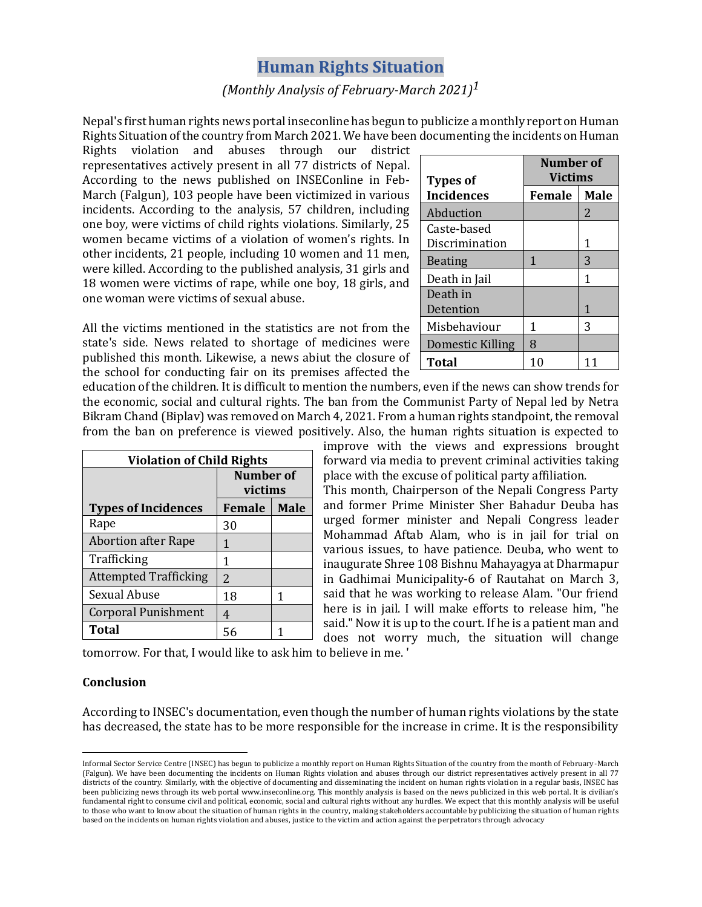# Human Rights Situation

*(Monthly Analysis of February-March 2021)*[1]

Nepal's first human rights news portal inseconline has begun to publicize a monthly report on Human Rights Situation of the country from March 2021. We have been documenting the incidents on Human Rights violation and abuses through our district representatives actively present in all 77 districts of Nepal. According to the news published on INSEConline in Feb-March (Falgun), 103 people have been victimized in various incidents. According to the analysis, 57 children, including one boy, were victims of child rights violations. Similarly, 25 women became victims of a violation of women's rights. In other incidents, 21 people, including 10 women and 11 men, were killed. According to the published analysis, 31 girls and 18 women were victims of rape, while one boy, 18 girls, and one woman were victims of sexual abuse.

| Types of Incidences | Number of Victims | |
|---|---|---|
| | **Female** | **Male** |
| Abduction | | 2 |
| Caste-based Discrimination | | 1 |
| Beating | 1 | 3 |
| Death in Jail | | 1 |
| Death in Detention | | 1 |
| Misbehaviour | 1 | 3 |
| Domestic Killing | 8 | |
| **Total** | 10 | 11 |

All the victims mentioned in the statistics are not from the state's side. News related to shortage of medicines were published this month. Likewise, a news abiut the closure of the school for conducting fair on its premises affected the education of the children. It is difficult to mention the numbers, even if the news can show trends for the economic, social and cultural rights. The ban from the Communist Party of Nepal led by Netra Bikram Chand (Biplav) was removed on March 4, 2021. From a human rights standpoint, the removal from the ban on preference is viewed positively. Also, the human rights situation is expected to improve with the views and expressions brought forward via media to prevent criminal activities taking place with the excuse of political party affiliation.

| **Violation of Child Rights** | | |
|---|---|---|
| | **Number of victims** | |
| **Types of Incidences** | **Female** | **Male** |
| Rape | 30 | |
| Abortion after Rape | 1 | |
| Trafficking | 1 | |
| Attempted Trafficking | 2 | |
| Sexual Abuse | 18 | 1 |
| Corporal Punishment | 4 | |
| **Total** | 56 | 1 |

This month, Chairperson of the Nepali Congress Party and former Prime Minister Sher Bahadur Deuba has urged former minister and Nepali Congress leader Mohammad Aftab Alam, who is in jail for trial on various issues, to have patience. Deuba, who went to inaugurate Shree 108 Bishnu Mahayagya at Dharmapur in Gadhimai Municipality-6 of Rautahat on March 3, said that he was working to release Alam. "Our friend here is in jail. I will make efforts to release him, "he said." Now it is up to the court. If he is a patient man and does not worry much, the situation will change tomorrow. For that, I would like to ask him to believe in me. '

**Conclusion**

According to INSEC's documentation, even though the number of human rights violations by the state has decreased, the state has to be more responsible for the increase in crime. It is the responsibility

[1] Informal Sector Service Centre (INSEC) has begun to publicize a monthly report on Human Rights Situation of the country from the month of February-March (Falgun). We have been documenting the incidents on Human Rights violation and abuses through our district representatives actively present in all 77 districts of the country. Similarly, with the objective of documenting and disseminating the incident on human rights violation in a regular basis, INSEC has been publicizing news through its web portal www.inseconline.org. This monthly analysis is based on the news publicized in this web portal. It is civilian's fundamental right to consume civil and political, economic, social and cultural rights without any hurdles. We expect that this monthly analysis will be useful to those who want to know about the situation of human rights in the country, making stakeholders accountable by publicizing the situation of human rights based on the incidents on human rights violation and abuses, justice to the victim and action against the perpetrators through advocacy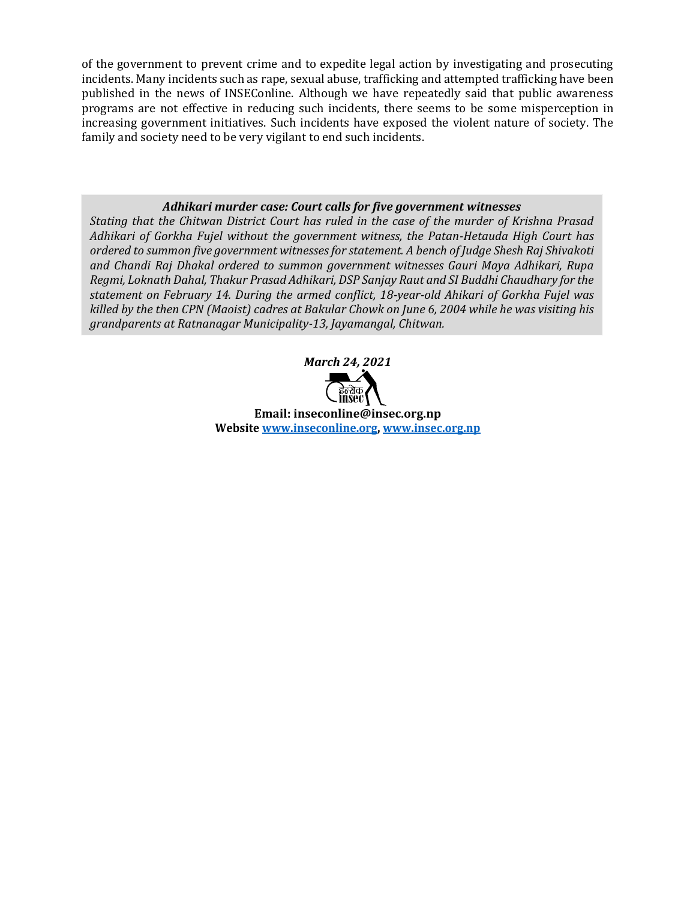of the government to prevent crime and to expedite legal action by investigating and prosecuting incidents. Many incidents such as rape, sexual abuse, trafficking and attempted trafficking have been published in the news of INSEConline. Although we have repeatedly said that public awareness programs are not effective in reducing such incidents, there seems to be some misperception in increasing government initiatives. Such incidents have exposed the violent nature of society. The family and society need to be very vigilant to end such incidents.

***Adhikari murder case: Court calls for five government witnesses***

*Stating that the Chitwan District Court has ruled in the case of the murder of Krishna Prasad Adhikari of Gorkha Fujel without the government witness, the Patan-Hetauda High Court has ordered to summon five government witnesses for statement. A bench of Judge Shesh Raj Shivakoti and Chandi Raj Dhakal ordered to summon government witnesses Gauri Maya Adhikari, Rupa Regmi, Loknath Dahal, Thakur Prasad Adhikari, DSP Sanjay Raut and SI Buddhi Chaudhary for the statement on February 14. During the armed conflict, 18-year-old Ahikari of Gorkha Fujel was killed by the then CPN (Maoist) cadres at Bakular Chowk on June 6, 2004 while he was visiting his grandparents at Ratnanagar Municipality-13, Jayamangal, Chitwan.*

***March 24, 2021***

इन्सेक insec

**Email: inseconline@insec.org.np**
**Website www.inseconline.org, www.insec.org.np**